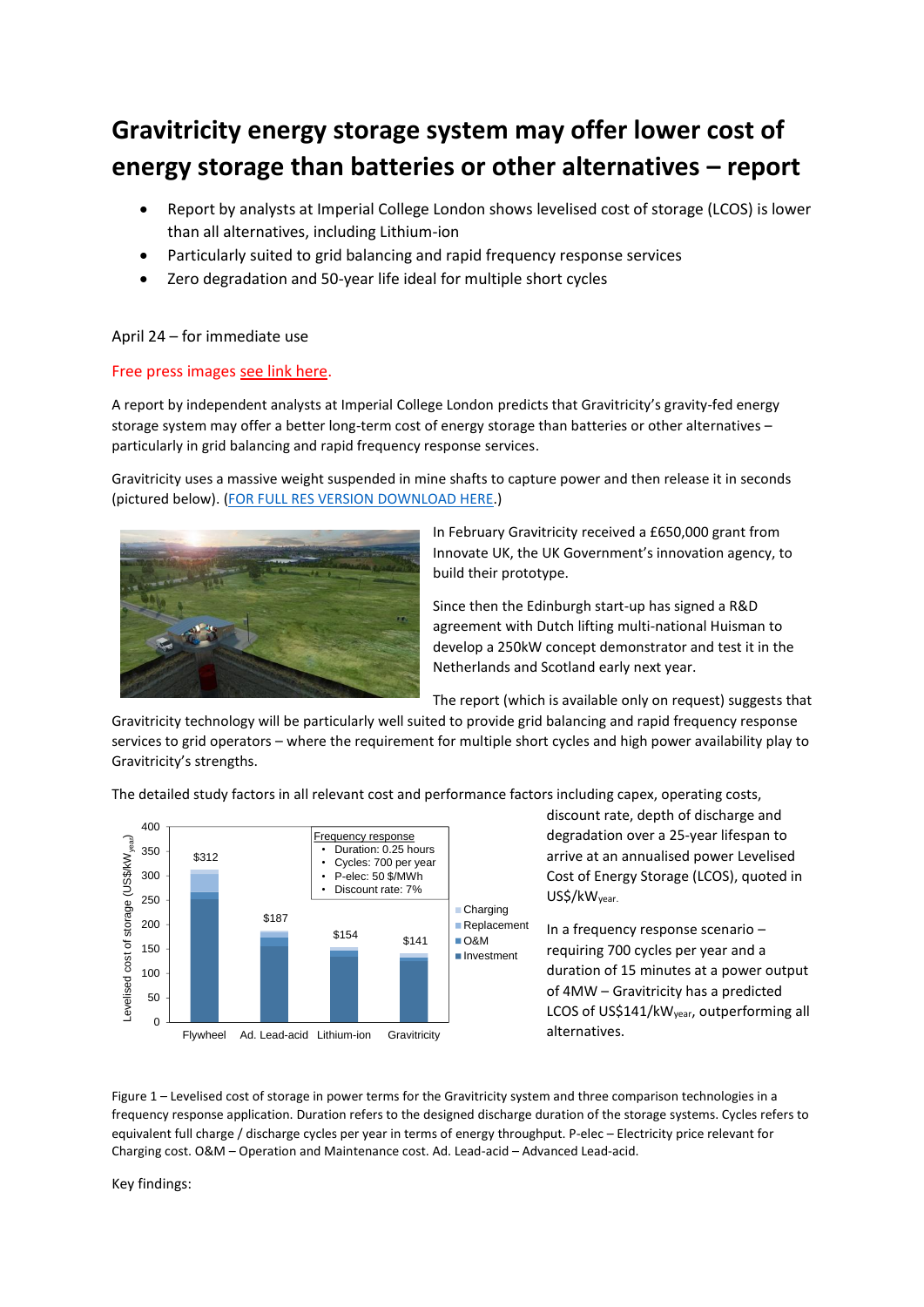# Gravitricity energy storage system may offer lower cost of energy storage than batteries or other alternatives – report

- Report by analysts at Imperial College London shows levelised cost of storage (LCOS) is lower than all alternatives, including Lithium-ion
- Particularly suited to grid balancing and rapid frequency response services
- Zero degradation and 50-year life ideal for multiple short cycles

April 24 – for immediate use

Free press images see link here.

A report by independent analysts at Imperial College London predicts that Gravitricity's gravity-fed energy storage system may offer a better long-term cost of energy storage than batteries or other alternatives – particularly in grid balancing and rapid frequency response services.

Gravitricity uses a massive weight suspended in mine shafts to capture power and then release it in seconds (pictured below). (FOR FULL RES VERSION DOWNLOAD HERE.)

In February Gravitricity received a £650,000 grant from Innovate UK, the UK Government's innovation agency, to build their prototype.

Since then the Edinburgh start-up has signed a R&D agreement with Dutch lifting multi-national Huisman to develop a 250kW concept demonstrator and test it in the Netherlands and Scotland early next year.

The report (which is available only on request) suggests that Gravitricity technology will be particularly well suited to provide grid balancing and rapid frequency response services to grid operators – where the requirement for multiple short cycles and high power availability play to Gravitricity's strengths.

The detailed study factors in all relevant cost and performance factors including capex, operating costs, discount rate, depth of discharge and degradation over a 25-year lifespan to arrive at an annualised power Levelised Cost of Energy Storage (LCOS), quoted in US$/$kW_{year}$.

In a frequency response scenario – requiring 700 cycles per year and a duration of 15 minutes at a power output of 4MW – Gravitricity has a predicted LCOS of US$141/$kW_{year}$, outperforming all alternatives.

Figure 1 – Levelised cost of storage in power terms for the Gravitricity system and three comparison technologies in a frequency response application. Duration refers to the designed discharge duration of the storage systems. Cycles refers to equivalent full charge / discharge cycles per year in terms of energy throughput. P-elec – Electricity price relevant for Charging cost. O&M – Operation and Maintenance cost. Ad. Lead-acid – Advanced Lead-acid.

Key findings: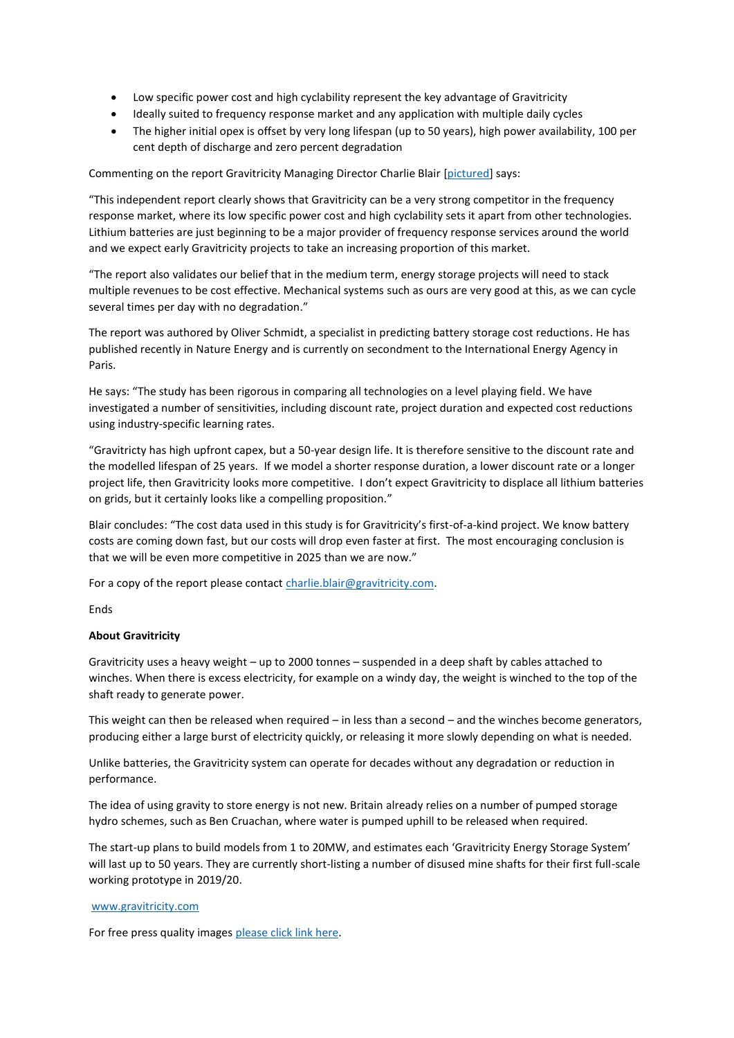- Low specific power cost and high cyclability represent the key advantage of Gravitricity
- Ideally suited to frequency response market and any application with multiple daily cycles
- The higher initial opex is offset by very long lifespan (up to 50 years), high power availability, 100 per cent depth of discharge and zero percent degradation

Commenting on the report Gravitricity Managing Director Charlie Blair [pictured] says:

"This independent report clearly shows that Gravitricity can be a very strong competitor in the frequency response market, where its low specific power cost and high cyclability sets it apart from other technologies. Lithium batteries are just beginning to be a major provider of frequency response services around the world and we expect early Gravitricity projects to take an increasing proportion of this market.

"The report also validates our belief that in the medium term, energy storage projects will need to stack multiple revenues to be cost effective. Mechanical systems such as ours are very good at this, as we can cycle several times per day with no degradation."

The report was authored by Oliver Schmidt, a specialist in predicting battery storage cost reductions. He has published recently in Nature Energy and is currently on secondment to the International Energy Agency in Paris.

He says: "The study has been rigorous in comparing all technologies on a level playing field. We have investigated a number of sensitivities, including discount rate, project duration and expected cost reductions using industry-specific learning rates.

"Gravitricty has high upfront capex, but a 50-year design life. It is therefore sensitive to the discount rate and the modelled lifespan of 25 years. If we model a shorter response duration, a lower discount rate or a longer project life, then Gravitricity looks more competitive. I don't expect Gravitricity to displace all lithium batteries on grids, but it certainly looks like a compelling proposition."

Blair concludes: "The cost data used in this study is for Gravitricity's first-of-a-kind project. We know battery costs are coming down fast, but our costs will drop even faster at first. The most encouraging conclusion is that we will be even more competitive in 2025 than we are now."

For a copy of the report please contact charlie.blair@gravitricity.com.

Ends

**About Gravitricity**

Gravitricity uses a heavy weight – up to 2000 tonnes – suspended in a deep shaft by cables attached to winches. When there is excess electricity, for example on a windy day, the weight is winched to the top of the shaft ready to generate power.

This weight can then be released when required – in less than a second – and the winches become generators, producing either a large burst of electricity quickly, or releasing it more slowly depending on what is needed.

Unlike batteries, the Gravitricity system can operate for decades without any degradation or reduction in performance.

The idea of using gravity to store energy is not new. Britain already relies on a number of pumped storage hydro schemes, such as Ben Cruachan, where water is pumped uphill to be released when required.

The start-up plans to build models from 1 to 20MW, and estimates each 'Gravitricity Energy Storage System' will last up to 50 years. They are currently short-listing a number of disused mine shafts for their first full-scale working prototype in 2019/20.

www.gravitricity.com

For free press quality images please click link here.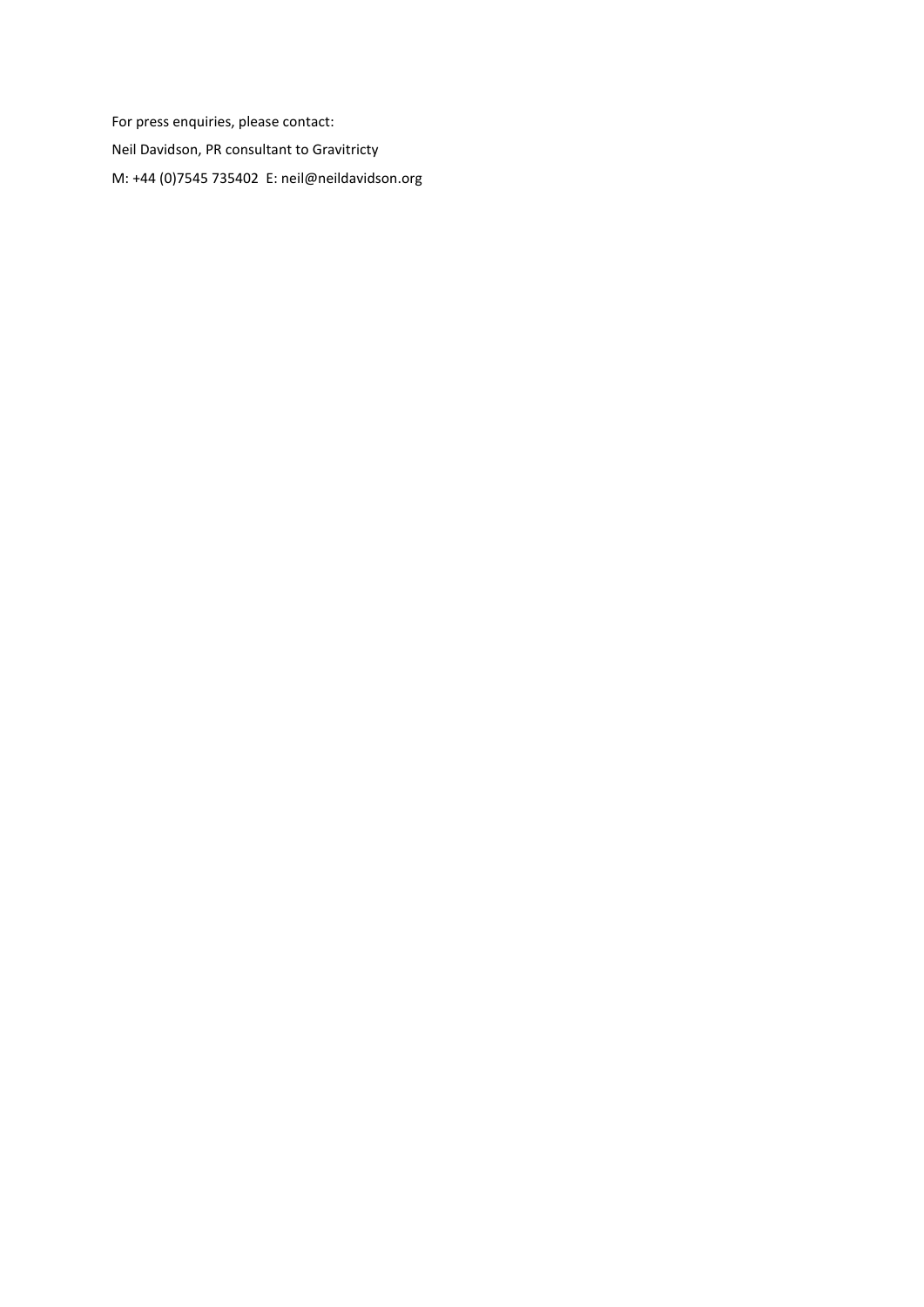For press enquiries, please contact:

Neil Davidson, PR consultant to Gravitricty

M: +44 (0)7545 735402  E: neil@neildavidson.org